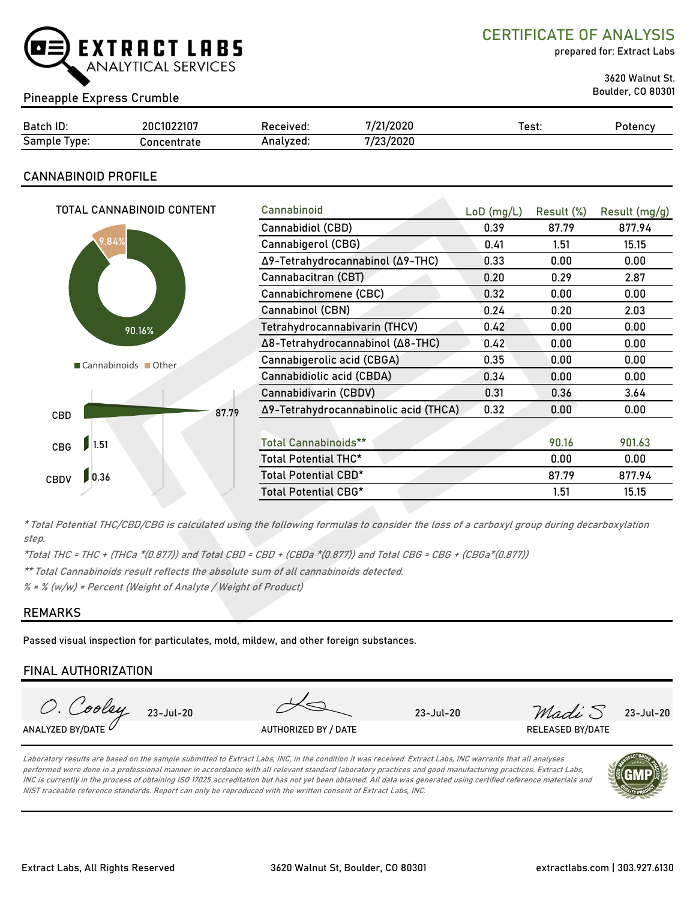# EXTRACT LABS
ANALYTICAL SERVICES

## CERTIFICATE OF ANALYSIS
prepared for: Extract Labs

3620 Walnut St.
Boulder, CO 80301

Pineapple Express Crumble

| Batch ID: | 20C1022107 | Received: | 7/21/2020 | Test: | Potency |
|---|---|---|---|---|---|
| Sample Type: | Concentrate | Analyzed: | 7/23/2020 | | |

## CANNABINOID PROFILE

TOTAL CANNABINOID CONTENT

- Cannabinoids: 90.16%
- Other: 9.84%

| | |
|---|---|
| CBD | 87.79 |
| CBG | 1.51 |
| CBDV | 0.36 |

| Cannabinoid | LoD (mg/L) | Result (%) | Result (mg/g) |
|---|---|---|---|
| Cannabidiol (CBD) | 0.39 | 87.79 | 877.94 |
| Cannabigerol (CBG) | 0.41 | 1.51 | 15.15 |
| Δ9-Tetrahydrocannabinol (Δ9-THC) | 0.33 | 0.00 | 0.00 |
| Cannabacitran (CBT) | 0.20 | 0.29 | 2.87 |
| Cannabichromene (CBC) | 0.32 | 0.00 | 0.00 |
| Cannabinol (CBN) | 0.24 | 0.20 | 2.03 |
| Tetrahydrocannabivarin (THCV) | 0.42 | 0.00 | 0.00 |
| Δ8-Tetrahydrocannabinol (Δ8-THC) | 0.42 | 0.00 | 0.00 |
| Cannabigerolic acid (CBGA) | 0.35 | 0.00 | 0.00 |
| Cannabidiolic acid (CBDA) | 0.34 | 0.00 | 0.00 |
| Cannabidivarin (CBDV) | 0.31 | 0.36 | 3.64 |
| Δ9-Tetrahydrocannabinolic acid (THCA) | 0.32 | 0.00 | 0.00 |
| Total Cannabinoids** | | 90.16 | 901.63 |
| Total Potential THC* | | 0.00 | 0.00 |
| Total Potential CBD* | | 87.79 | 877.94 |
| Total Potential CBG* | | 1.51 | 15.15 |

*\* Total Potential THC/CBD/CBG is calculated using the following formulas to consider the loss of a carboxyl group during decarboxylation step.*

*\*Total THC = THC + (THCa \*(0.877)) and Total CBD = CBD + (CBDa \*(0.877)) and Total CBG = CBG + (CBGa\*(0.877))*

*\*\* Total Cannabinoids result reflects the absolute sum of all cannabinoids detected.*

*% = % (w/w) = Percent (Weight of Analyte / Weight of Product)*

## REMARKS

Passed visual inspection for particulates, mold, mildew, and other foreign substances.

## FINAL AUTHORIZATION

| O. Cooley 23-Jul-20 | [signature] 23-Jul-20 | Madi S 23-Jul-20 |
|---|---|---|
| ANALYZED BY/DATE | AUTHORIZED BY / DATE | RELEASED BY/DATE |

*Laboratory results are based on the sample submitted to Extract Labs, INC, in the condition it was received. Extract Labs, INC warrants that all analyses performed were done in a professional manner in accordance with all relevant standard laboratory practices and good manufacturing practices. Extract Labs, INC is currently in the process of obtaining ISO 17025 accreditation but has not yet been obtained. All data was generated using certified reference materials and NIST traceable reference standards. Report can only be reproduced with the written consent of Extract Labs, INC.*

Extract Labs, All Rights Reserved | 3620 Walnut St, Boulder, CO 80301 | extractlabs.com | 303.927.6130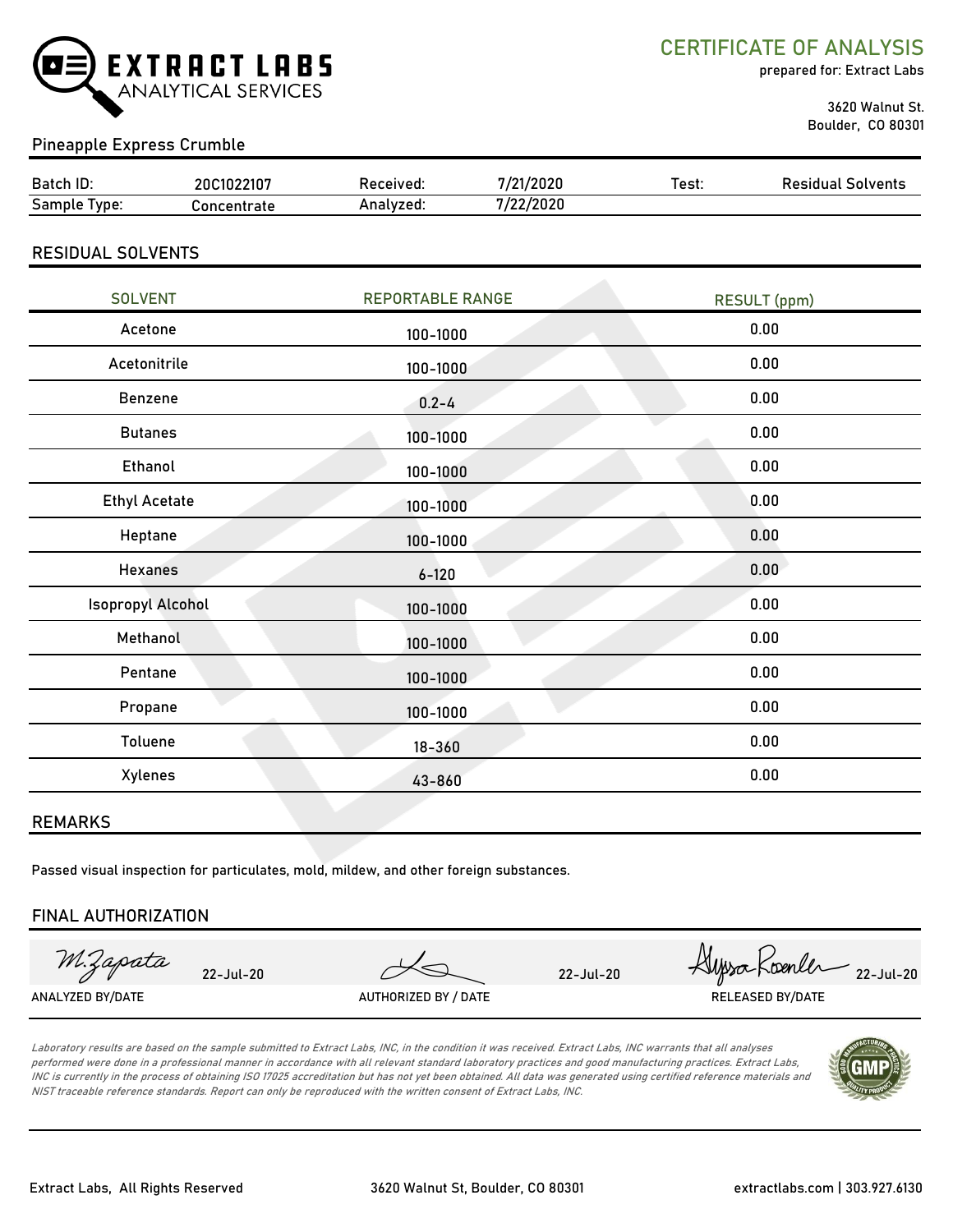**EXTRACT LABS** ANALYTICAL SERVICES

# CERTIFICATE OF ANALYSIS

prepared for: Extract Labs

3620 Walnut St.
Boulder, CO 80301

## Pineapple Express Crumble

| Batch ID: | 20C1022107 | Received: | 7/21/2020 | Test: | Residual Solvents |
|---|---|---|---|---|---|
| Sample Type: | Concentrate | Analyzed: | 7/22/2020 | | |

## RESIDUAL SOLVENTS

| SOLVENT | REPORTABLE RANGE | RESULT (ppm) |
|---|---|---|
| Acetone | 100-1000 | 0.00 |
| Acetonitrile | 100-1000 | 0.00 |
| Benzene | 0.2-4 | 0.00 |
| Butanes | 100-1000 | 0.00 |
| Ethanol | 100-1000 | 0.00 |
| Ethyl Acetate | 100-1000 | 0.00 |
| Heptane | 100-1000 | 0.00 |
| Hexanes | 6-120 | 0.00 |
| Isopropyl Alcohol | 100-1000 | 0.00 |
| Methanol | 100-1000 | 0.00 |
| Pentane | 100-1000 | 0.00 |
| Propane | 100-1000 | 0.00 |
| Toluene | 18-360 | 0.00 |
| Xylenes | 43-860 | 0.00 |

## REMARKS

Passed visual inspection for particulates, mold, mildew, and other foreign substances.

## FINAL AUTHORIZATION

| M.Zapata 22-Jul-20 | 22-Jul-20 | Alyssa Roenler 22-Jul-20 |
|---|---|---|
| ANALYZED BY/DATE | AUTHORIZED BY / DATE | RELEASED BY/DATE |

*Laboratory results are based on the sample submitted to Extract Labs, INC, in the condition it was received. Extract Labs, INC warrants that all analyses performed were done in a professional manner in accordance with all relevant standard laboratory practices and good manufacturing practices. Extract Labs, INC is currently in the process of obtaining ISO 17025 accreditation but has not yet been obtained. All data was generated using certified reference materials and NIST traceable reference standards. Report can only be reproduced with the written consent of Extract Labs, INC.*

Extract Labs, All Rights Reserved | 3620 Walnut St, Boulder, CO 80301 | extractlabs.com | 303.927.6130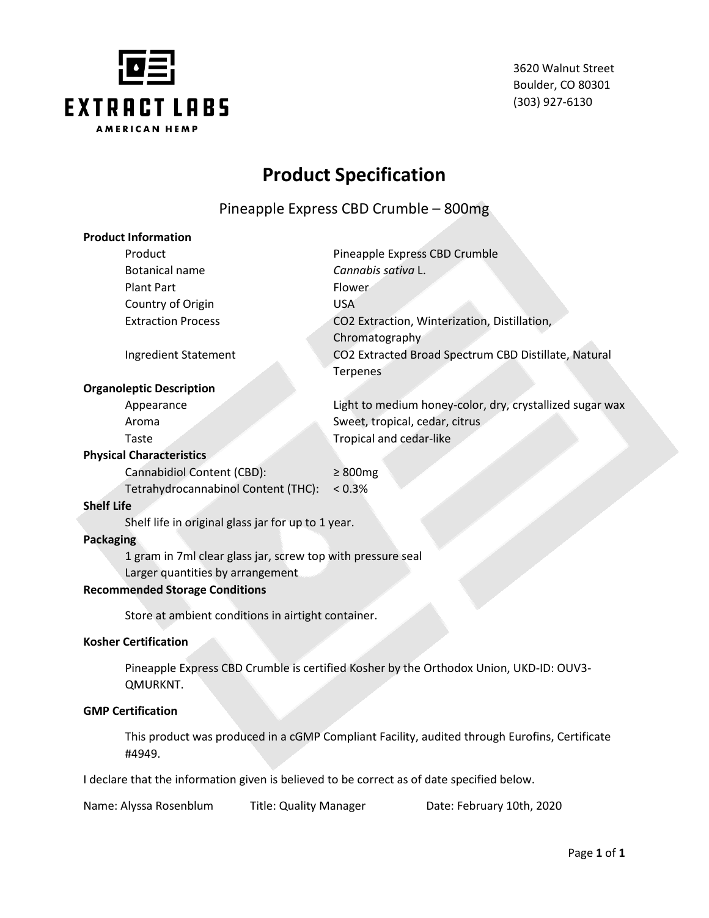EXTRACT LABS

AMERICAN HEMP

3620 Walnut Street
Boulder, CO 80301
(303) 927-6130

# Product Specification

## Pineapple Express CBD Crumble – 800mg

**Product Information**

| | |
|---|---|
| Product | Pineapple Express CBD Crumble |
| Botanical name | *Cannabis sativa* L. |
| Plant Part | Flower |
| Country of Origin | USA |
| Extraction Process | $CO_2$ Extraction, Winterization, Distillation, Chromatography |
| Ingredient Statement | $CO_2$ Extracted Broad Spectrum CBD Distillate, Natural Terpenes |

**Organoleptic Description**

| | |
|---|---|
| Appearance | Light to medium honey-color, dry, crystallized sugar wax |
| Aroma | Sweet, tropical, cedar, citrus |
| Taste | Tropical and cedar-like |

**Physical Characteristics**

| | |
|---|---|
| Cannabidiol Content (CBD): | ≥ 800mg |
| Tetrahydrocannabinol Content (THC): | < 0.3% |

**Shelf Life**

Shelf life in original glass jar for up to 1 year.

**Packaging**

1 gram in 7ml clear glass jar, screw top with pressure seal
Larger quantities by arrangement

**Recommended Storage Conditions**

Store at ambient conditions in airtight container.

**Kosher Certification**

Pineapple Express CBD Crumble is certified Kosher by the Orthodox Union, UKD-ID: OUV3-QMURKNT.

**GMP Certification**

This product was produced in a cGMP Compliant Facility, audited through Eurofins, Certificate #4949.

I declare that the information given is believed to be correct as of date specified below.

Name: Alyssa Rosenblum    Title: Quality Manager    Date: February 10th, 2020